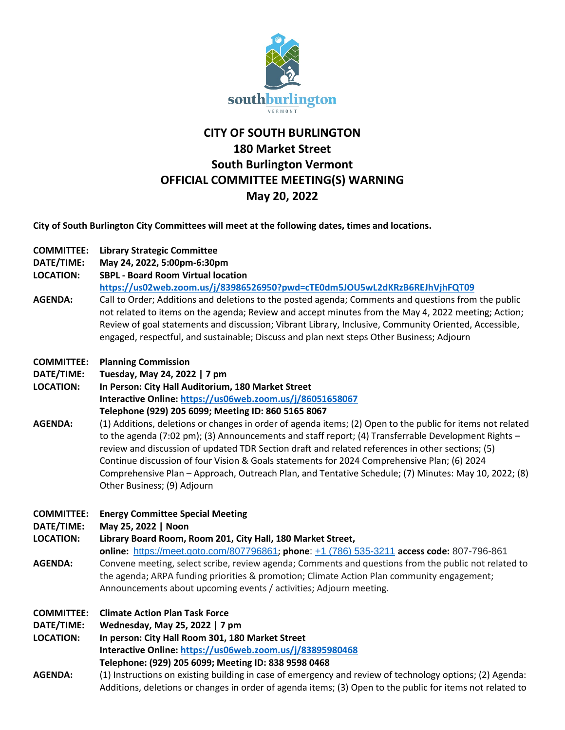# CITY OF SOUTH BURLINGTON
## 180 Market Street
## South Burlington Vermont
## OFFICIAL COMMITTEE MEETING(S) WARNING
## May 20, 2022

**City of South Burlington City Committees will meet at the following dates, times and locations.**

**COMMITTEE:** **Library Strategic Committee**
**DATE/TIME:** **May 24, 2022, 5:00pm-6:30pm**
**LOCATION:** **SBPL - Board Room Virtual location**
**https://us02web.zoom.us/j/83986526950?pwd=cTE0dm5JOU5wL2dKRzB6REJhVjhFQT09**
**AGENDA:** Call to Order; Additions and deletions to the posted agenda; Comments and questions from the public not related to items on the agenda; Review and accept minutes from the May 4, 2022 meeting; Action; Review of goal statements and discussion; Vibrant Library, Inclusive, Community Oriented, Accessible, engaged, respectful, and sustainable; Discuss and plan next steps Other Business; Adjourn

**COMMITTEE:** **Planning Commission**
**DATE/TIME:** **Tuesday, May 24, 2022 | 7 pm**
**LOCATION:** **In Person: City Hall Auditorium, 180 Market Street**
**Interactive Online: https://us06web.zoom.us/j/86051658067**
**Telephone (929) 205 6099; Meeting ID: 860 5165 8067**
**AGENDA:** (1) Additions, deletions or changes in order of agenda items; (2) Open to the public for items not related to the agenda (7:02 pm); (3) Announcements and staff report; (4) Transferrable Development Rights – review and discussion of updated TDR Section draft and related references in other sections; (5) Continue discussion of four Vision & Goals statements for 2024 Comprehensive Plan; (6) 2024 Comprehensive Plan – Approach, Outreach Plan, and Tentative Schedule; (7) Minutes: May 10, 2022; (8) Other Business; (9) Adjourn

**COMMITTEE:** **Energy Committee Special Meeting**
**DATE/TIME:** **May 25, 2022 | Noon**
**LOCATION:** **Library Board Room, Room 201, City Hall, 180 Market Street,**
**online:** https://meet.goto.com/807796861; **phone**: +1 (786) 535-3211 **access code:** 807-796-861
**AGENDA:** Convene meeting, select scribe, review agenda; Comments and questions from the public not related to the agenda; ARPA funding priorities & promotion; Climate Action Plan community engagement; Announcements about upcoming events / activities; Adjourn meeting.

**COMMITTEE:** **Climate Action Plan Task Force**
**DATE/TIME:** **Wednesday, May 25, 2022 | 7 pm**
**LOCATION:** **In person: City Hall Room 301, 180 Market Street**
**Interactive Online: https://us06web.zoom.us/j/83895980468**
**Telephone: (929) 205 6099; Meeting ID: 838 9598 0468**
**AGENDA:** (1) Instructions on existing building in case of emergency and review of technology options; (2) Agenda: Additions, deletions or changes in order of agenda items; (3) Open to the public for items not related to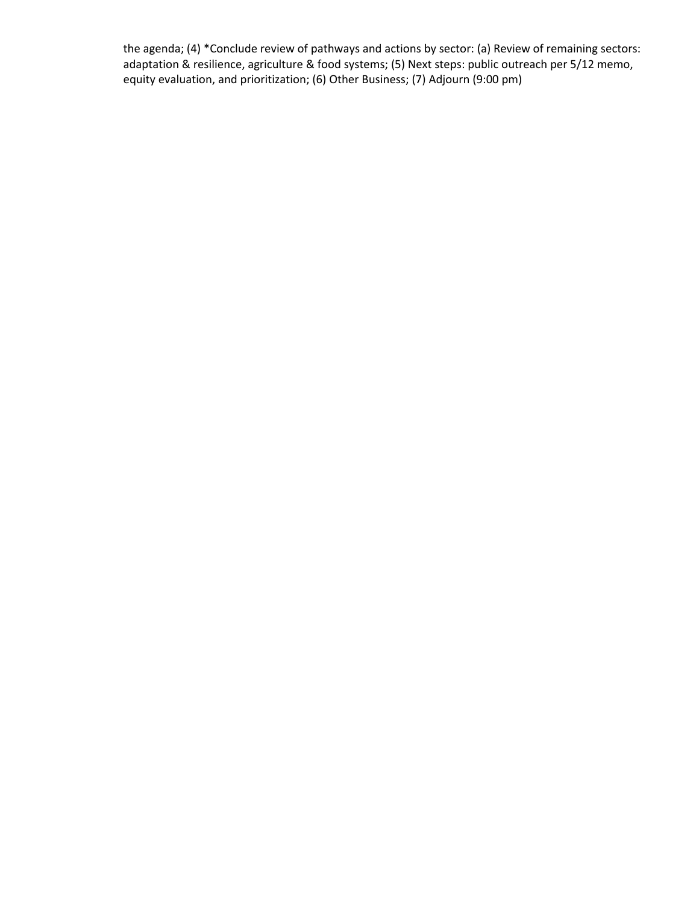the agenda; (4) *Conclude review of pathways and actions by sector: (a) Review of remaining sectors: adaptation & resilience, agriculture & food systems; (5) Next steps: public outreach per 5/12 memo, equity evaluation, and prioritization; (6) Other Business; (7) Adjourn (9:00 pm)